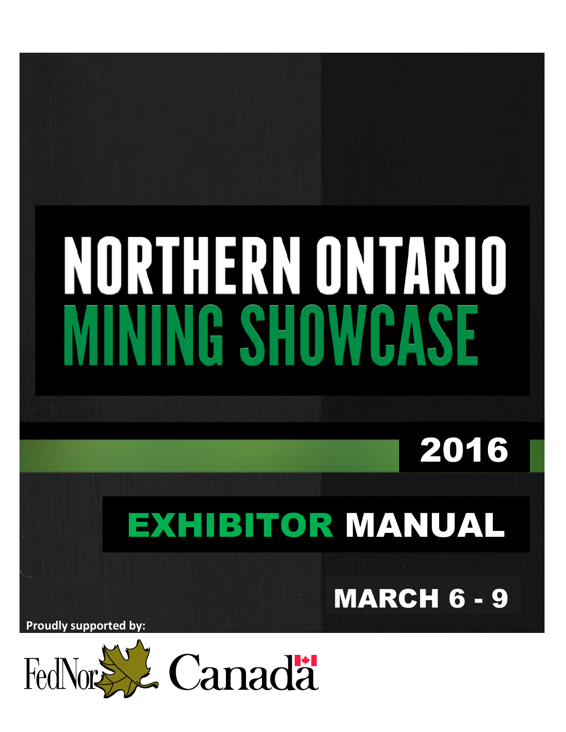# NORTHERN ONTARIO MINING SHOWCASE

## 2016

## EXHIBITOR MANUAL

**MARCH 6 - 9**

**Proudly supported by:**

FedNor Canada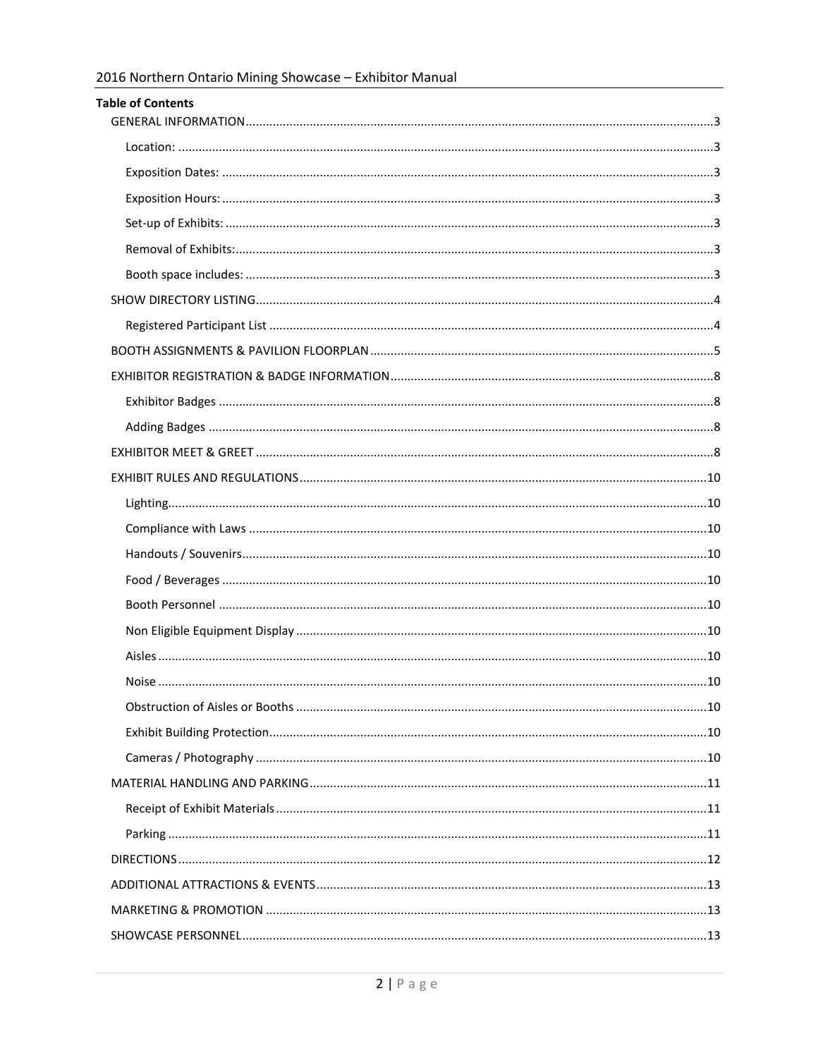**Table of Contents**

- GENERAL INFORMATION ........ 3
  - Location: ........ 3
  - Exposition Dates: ........ 3
  - Exposition Hours: ........ 3
  - Set-up of Exhibits: ........ 3
  - Removal of Exhibits: ........ 3
  - Booth space includes: ........ 3
- SHOW DIRECTORY LISTING ........ 4
  - Registered Participant List ........ 4
- BOOTH ASSIGNMENTS & PAVILION FLOORPLAN ........ 5
- EXHIBITOR REGISTRATION & BADGE INFORMATION ........ 8
  - Exhibitor Badges ........ 8
  - Adding Badges ........ 8
- EXHIBITOR MEET & GREET ........ 8
- EXHIBIT RULES AND REGULATIONS ........ 10
  - Lighting ........ 10
  - Compliance with Laws ........ 10
  - Handouts / Souvenirs ........ 10
  - Food / Beverages ........ 10
  - Booth Personnel ........ 10
  - Non Eligible Equipment Display ........ 10
  - Aisles ........ 10
  - Noise ........ 10
  - Obstruction of Aisles or Booths ........ 10
  - Exhibit Building Protection ........ 10
  - Cameras / Photography ........ 10
- MATERIAL HANDLING AND PARKING ........ 11
  - Receipt of Exhibit Materials ........ 11
  - Parking ........ 11
- DIRECTIONS ........ 12
- ADDITIONAL ATTRACTIONS & EVENTS ........ 13
- MARKETING & PROMOTION ........ 13
- SHOWCASE PERSONNEL ........ 13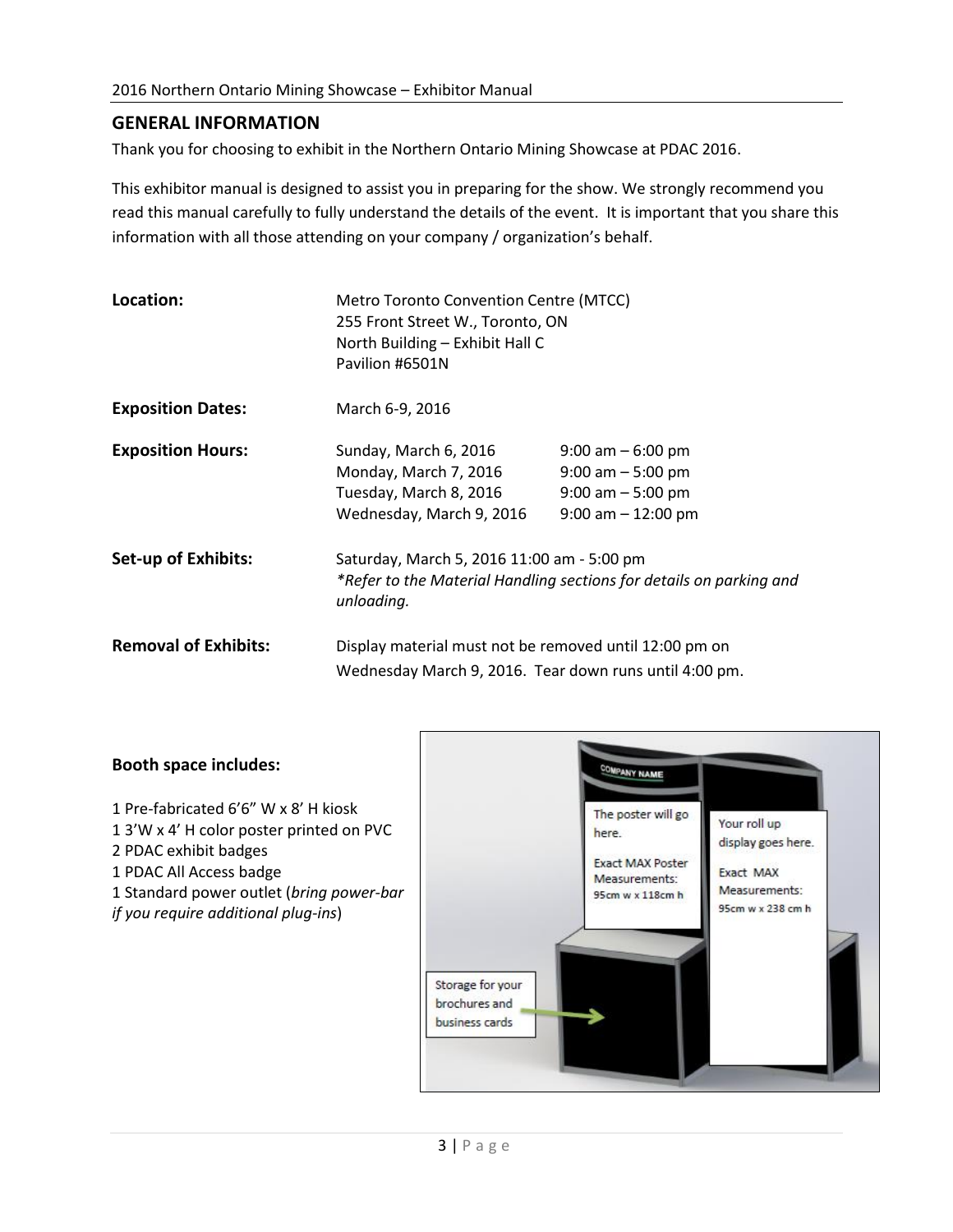## GENERAL INFORMATION

Thank you for choosing to exhibit in the Northern Ontario Mining Showcase at PDAC 2016.

This exhibitor manual is designed to assist you in preparing for the show. We strongly recommend you read this manual carefully to fully understand the details of the event. It is important that you share this information with all those attending on your company / organization's behalf.

**Location:** Metro Toronto Convention Centre (MTCC)
255 Front Street W., Toronto, ON
North Building – Exhibit Hall C
Pavilion #6501N

**Exposition Dates:** March 6-9, 2016

**Exposition Hours:**

| | |
|---|---|
| Sunday, March 6, 2016 | 9:00 am – 6:00 pm |
| Monday, March 7, 2016 | 9:00 am – 5:00 pm |
| Tuesday, March 8, 2016 | 9:00 am – 5:00 pm |
| Wednesday, March 9, 2016 | 9:00 am – 12:00 pm |

**Set-up of Exhibits:** Saturday, March 5, 2016 11:00 am - 5:00 pm
*\*Refer to the Material Handling sections for details on parking and unloading.*

**Removal of Exhibits:** Display material must not be removed until 12:00 pm on Wednesday March 9, 2016. Tear down runs until 4:00 pm.

**Booth space includes:**

1 Pre-fabricated 6'6" W x 8' H kiosk
1 3'W x 4' H color poster printed on PVC
2 PDAC exhibit badges
1 PDAC All Access badge
1 Standard power outlet (*bring power-bar if you require additional plug-ins*)

COMPANY NAME

The poster will go here.
Exact MAX Poster Measurements: 95cm w x 118cm h

Your roll up display goes here.
Exact MAX Measurements: 95cm w x 238 cm h

Storage for your brochures and business cards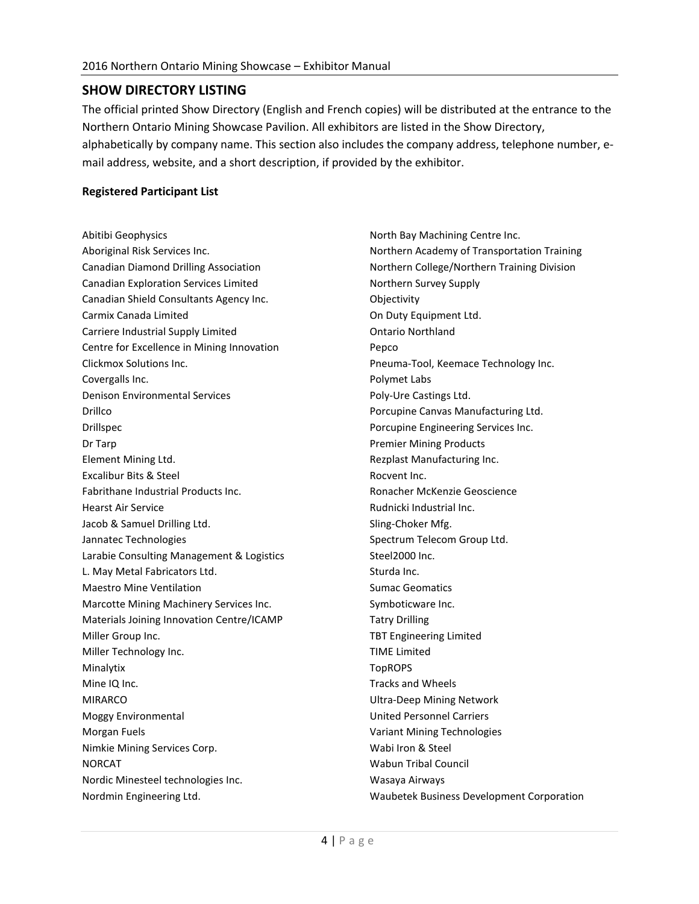## SHOW DIRECTORY LISTING

The official printed Show Directory (English and French copies) will be distributed at the entrance to the Northern Ontario Mining Showcase Pavilion. All exhibitors are listed in the Show Directory, alphabetically by company name. This section also includes the company address, telephone number, e-mail address, website, and a short description, if provided by the exhibitor.

**Registered Participant List**

Abitibi Geophysics
Aboriginal Risk Services Inc.
Canadian Diamond Drilling Association
Canadian Exploration Services Limited
Canadian Shield Consultants Agency Inc.
Carmix Canada Limited
Carriere Industrial Supply Limited
Centre for Excellence in Mining Innovation
Clickmox Solutions Inc.
Covergalls Inc.
Denison Environmental Services
Drillco
Drillspec
Dr Tarp
Element Mining Ltd.
Excalibur Bits & Steel
Fabrithane Industrial Products Inc.
Hearst Air Service
Jacob & Samuel Drilling Ltd.
Jannatec Technologies
Larabie Consulting Management & Logistics
L. May Metal Fabricators Ltd.
Maestro Mine Ventilation
Marcotte Mining Machinery Services Inc.
Materials Joining Innovation Centre/ICAMP
Miller Group Inc.
Miller Technology Inc.
Minalytix
Mine IQ Inc.
MIRARCO
Moggy Environmental
Morgan Fuels
Nimkie Mining Services Corp.
NORCAT
Nordic Minesteel technologies Inc.
Nordmin Engineering Ltd.
North Bay Machining Centre Inc.
Northern Academy of Transportation Training
Northern College/Northern Training Division
Northern Survey Supply
Objectivity
On Duty Equipment Ltd.
Ontario Northland
Pepco
Pneuma-Tool, Keemace Technology Inc.
Polymet Labs
Poly-Ure Castings Ltd.
Porcupine Canvas Manufacturing Ltd.
Porcupine Engineering Services Inc.
Premier Mining Products
Rezplast Manufacturing Inc.
Rocvent Inc.
Ronacher McKenzie Geoscience
Rudnicki Industrial Inc.
Sling-Choker Mfg.
Spectrum Telecom Group Ltd.
Steel2000 Inc.
Sturda Inc.
Sumac Geomatics
Symboticware Inc.
Tatry Drilling
TBT Engineering Limited
TIME Limited
TopROPS
Tracks and Wheels
Ultra-Deep Mining Network
United Personnel Carriers
Variant Mining Technologies
Wabi Iron & Steel
Wabun Tribal Council
Wasaya Airways
Waubetek Business Development Corporation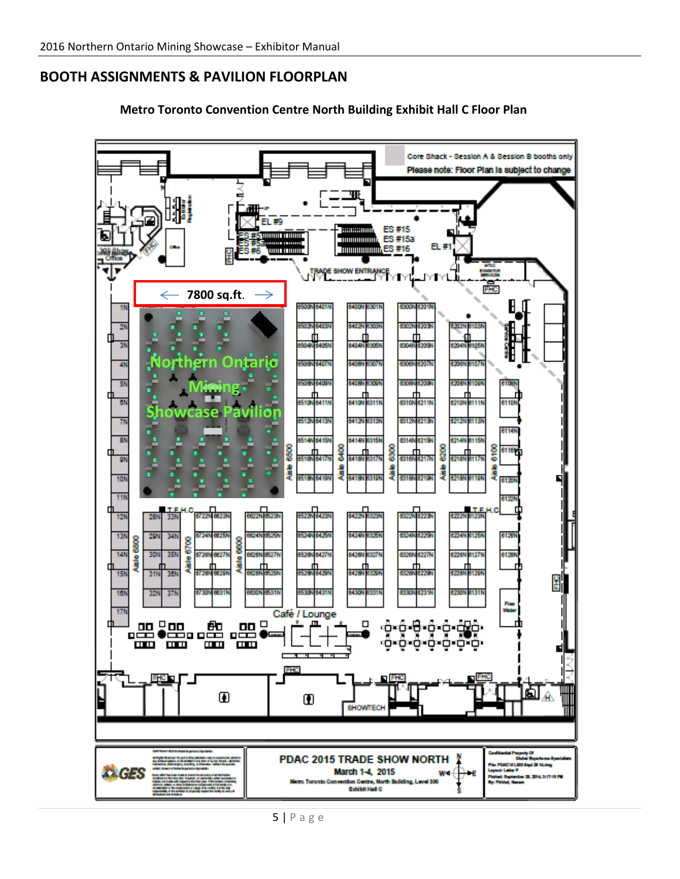## BOOTH ASSIGNMENTS & PAVILION FLOORPLAN

**Metro Toronto Convention Centre North Building Exhibit Hall C Floor Plan**

Core Shack - Session A & Session B booths only

Please note: Floor Plan is subject to change

← 7800 sq.ft. →

Northern Ontario Mining Showcase Pavilion

TRADE SHOW ENTRANCE

Café / Lounge

PDAC 2015 TRADE SHOW NORTH

March 1-4, 2015

Metro Toronto Convention Centre, North Building, Level 300

Exhibit Hall C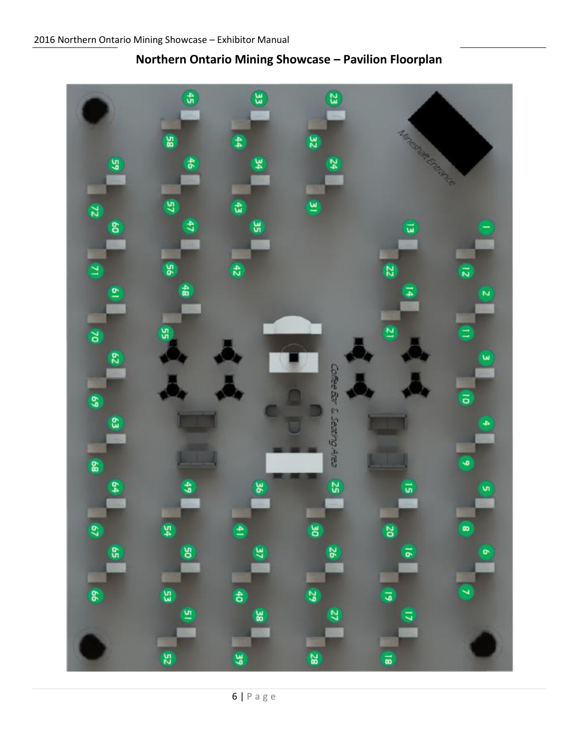## Northern Ontario Mining Showcase – Pavilion Floorplan

Mineshaft Entrance

Coffee Bar & Seating Area

45 33 23

58 44 32

59 46 34 24

72 57 43 31

60 47 35 13 1

71 56 42 22 12

61 48 14 2

70 55 21 11

62 3

69 10

63 4

68 9

64 49 36 25 15 5

67 54 41 30 20 8

65 50 37 26 16 6

66 53 40 29 19 7

51 38 27 17

52 39 28 18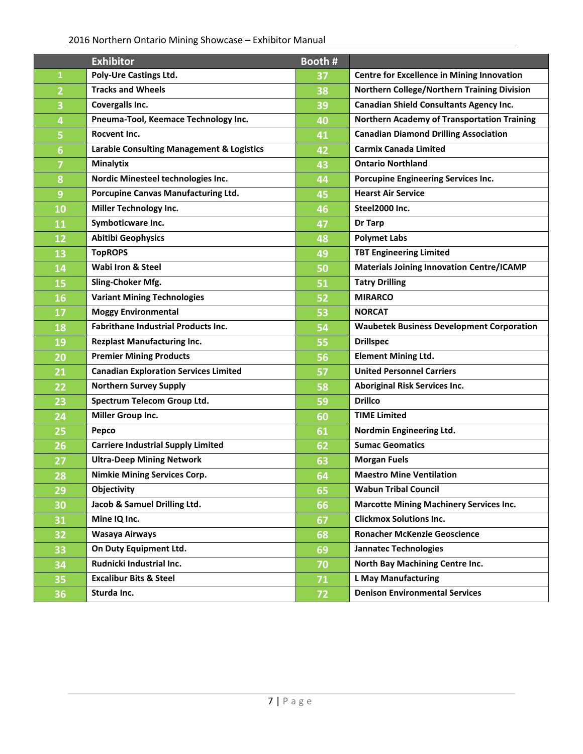| | Exhibitor | Booth # | |
|---|---|---|---|
| 1 | Poly-Ure Castings Ltd. | 37 | Centre for Excellence in Mining Innovation |
| 2 | Tracks and Wheels | 38 | Northern College/Northern Training Division |
| 3 | Covergalls Inc. | 39 | Canadian Shield Consultants Agency Inc. |
| 4 | Pneuma-Tool, Keemace Technology Inc. | 40 | Northern Academy of Transportation Training |
| 5 | Rocvent Inc. | 41 | Canadian Diamond Drilling Association |
| 6 | Larabie Consulting Management & Logistics | 42 | Carmix Canada Limited |
| 7 | Minalytix | 43 | Ontario Northland |
| 8 | Nordic Minesteel technologies Inc. | 44 | Porcupine Engineering Services Inc. |
| 9 | Porcupine Canvas Manufacturing Ltd. | 45 | Hearst Air Service |
| 10 | Miller Technology Inc. | 46 | Steel2000 Inc. |
| 11 | Symboticware Inc. | 47 | Dr Tarp |
| 12 | Abitibi Geophysics | 48 | Polymet Labs |
| 13 | TopROPS | 49 | TBT Engineering Limited |
| 14 | Wabi Iron & Steel | 50 | Materials Joining Innovation Centre/ICAMP |
| 15 | Sling-Choker Mfg. | 51 | Tatry Drilling |
| 16 | Variant Mining Technologies | 52 | MIRARCO |
| 17 | Moggy Environmental | 53 | NORCAT |
| 18 | Fabrithane Industrial Products Inc. | 54 | Waubetek Business Development Corporation |
| 19 | Rezplast Manufacturing Inc. | 55 | Drillspec |
| 20 | Premier Mining Products | 56 | Element Mining Ltd. |
| 21 | Canadian Exploration Services Limited | 57 | United Personnel Carriers |
| 22 | Northern Survey Supply | 58 | Aboriginal Risk Services Inc. |
| 23 | Spectrum Telecom Group Ltd. | 59 | Drillco |
| 24 | Miller Group Inc. | 60 | TIME Limited |
| 25 | Pepco | 61 | Nordmin Engineering Ltd. |
| 26 | Carriere Industrial Supply Limited | 62 | Sumac Geomatics |
| 27 | Ultra-Deep Mining Network | 63 | Morgan Fuels |
| 28 | Nimkie Mining Services Corp. | 64 | Maestro Mine Ventilation |
| 29 | Objectivity | 65 | Wabun Tribal Council |
| 30 | Jacob & Samuel Drilling Ltd. | 66 | Marcotte Mining Machinery Services Inc. |
| 31 | Mine IQ Inc. | 67 | Clickmox Solutions Inc. |
| 32 | Wasaya Airways | 68 | Ronacher McKenzie Geoscience |
| 33 | On Duty Equipment Ltd. | 69 | Jannatec Technologies |
| 34 | Rudnicki Industrial Inc. | 70 | North Bay Machining Centre Inc. |
| 35 | Excalibur Bits & Steel | 71 | L May Manufacturing |
| 36 | Sturda Inc. | 72 | Denison Environmental Services |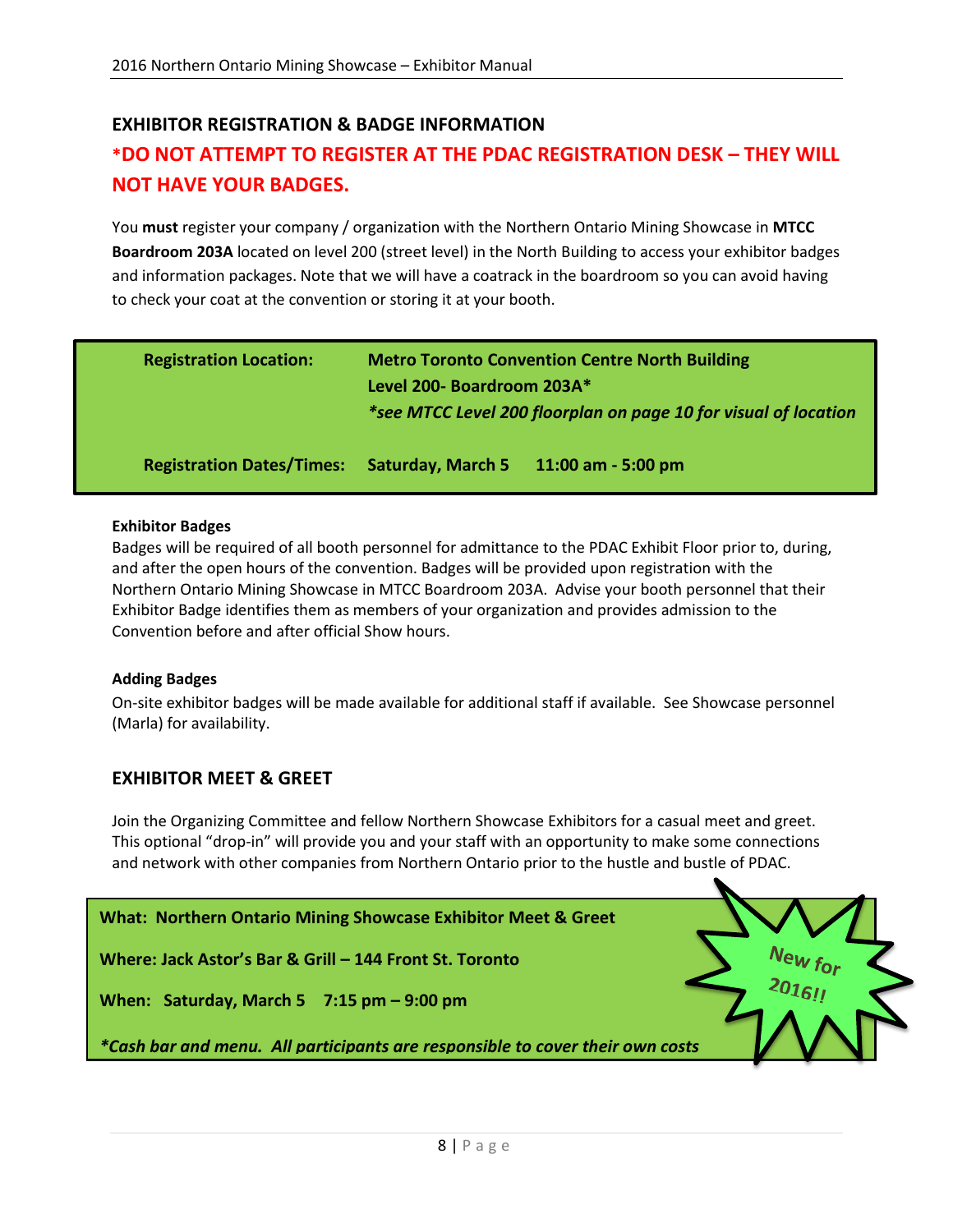## EXHIBITOR REGISTRATION & BADGE INFORMATION

**\*DO NOT ATTEMPT TO REGISTER AT THE PDAC REGISTRATION DESK – THEY WILL NOT HAVE YOUR BADGES.**

You **must** register your company / organization with the Northern Ontario Mining Showcase in **MTCC Boardroom 203A** located on level 200 (street level) in the North Building to access your exhibitor badges and information packages. Note that we will have a coatrack in the boardroom so you can avoid having to check your coat at the convention or storing it at your booth.

| | |
|---|---|
| **Registration Location:** | **Metro Toronto Convention Centre North Building**<br>**Level 200- Boardroom 203A\***<br>***see MTCC Level 200 floorplan on page 10 for visual of location** |
| **Registration Dates/Times:** | **Saturday, March 5 11:00 am - 5:00 pm** |

**Exhibitor Badges**

Badges will be required of all booth personnel for admittance to the PDAC Exhibit Floor prior to, during, and after the open hours of the convention. Badges will be provided upon registration with the Northern Ontario Mining Showcase in MTCC Boardroom 203A. Advise your booth personnel that their Exhibitor Badge identifies them as members of your organization and provides admission to the Convention before and after official Show hours.

**Adding Badges**

On-site exhibitor badges will be made available for additional staff if available. See Showcase personnel (Marla) for availability.

## EXHIBITOR MEET & GREET

Join the Organizing Committee and fellow Northern Showcase Exhibitors for a casual meet and greet. This optional "drop-in" will provide you and your staff with an opportunity to make some connections and network with other companies from Northern Ontario prior to the hustle and bustle of PDAC.

**What: Northern Ontario Mining Showcase Exhibitor Meet & Greet**

**Where: Jack Astor's Bar & Grill – 144 Front St. Toronto**

**When: Saturday, March 5 7:15 pm – 9:00 pm**

***Cash bar and menu. All participants are responsible to cover their own costs**

New for 2016!!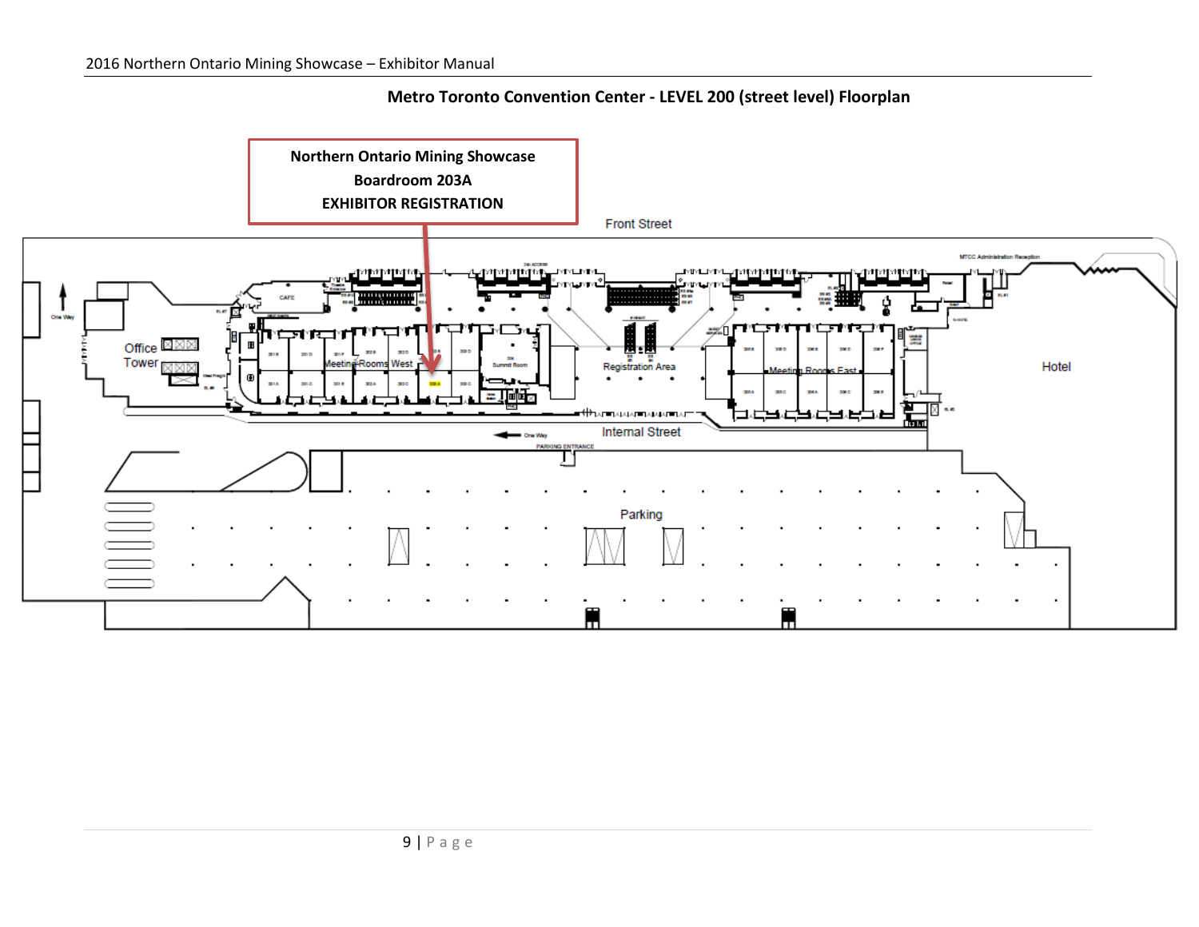**Metro Toronto Convention Center - LEVEL 200 (street level) Floorplan**

**Northern Ontario Mining Showcase**
**Boardroom 203A**
**EXHIBITOR REGISTRATION**

Front Street

Office Tower

Meeting Rooms West

Summit Room

Registration Area

Meeting Rooms East

Hotel

Internal Street

Parking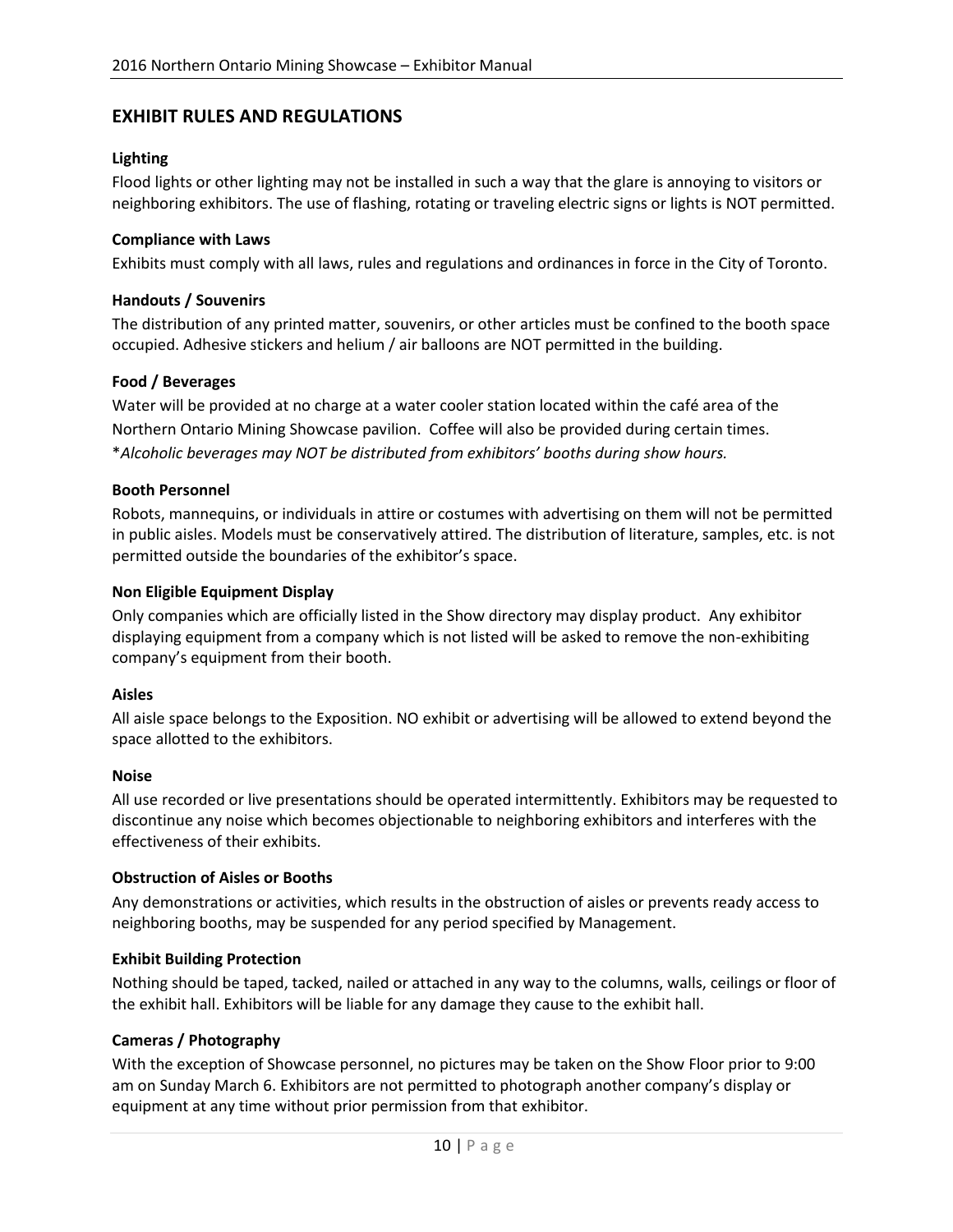## EXHIBIT RULES AND REGULATIONS

### Lighting

Flood lights or other lighting may not be installed in such a way that the glare is annoying to visitors or neighboring exhibitors. The use of flashing, rotating or traveling electric signs or lights is NOT permitted.

### Compliance with Laws

Exhibits must comply with all laws, rules and regulations and ordinances in force in the City of Toronto.

### Handouts / Souvenirs

The distribution of any printed matter, souvenirs, or other articles must be confined to the booth space occupied. Adhesive stickers and helium / air balloons are NOT permitted in the building.

### Food / Beverages

Water will be provided at no charge at a water cooler station located within the café area of the Northern Ontario Mining Showcase pavilion. Coffee will also be provided during certain times.
**Alcoholic beverages may NOT be distributed from exhibitors' booths during show hours.*

### Booth Personnel

Robots, mannequins, or individuals in attire or costumes with advertising on them will not be permitted in public aisles. Models must be conservatively attired. The distribution of literature, samples, etc. is not permitted outside the boundaries of the exhibitor's space.

### Non Eligible Equipment Display

Only companies which are officially listed in the Show directory may display product. Any exhibitor displaying equipment from a company which is not listed will be asked to remove the non-exhibiting company's equipment from their booth.

### Aisles

All aisle space belongs to the Exposition. NO exhibit or advertising will be allowed to extend beyond the space allotted to the exhibitors.

### Noise

All use recorded or live presentations should be operated intermittently. Exhibitors may be requested to discontinue any noise which becomes objectionable to neighboring exhibitors and interferes with the effectiveness of their exhibits.

### Obstruction of Aisles or Booths

Any demonstrations or activities, which results in the obstruction of aisles or prevents ready access to neighboring booths, may be suspended for any period specified by Management.

### Exhibit Building Protection

Nothing should be taped, tacked, nailed or attached in any way to the columns, walls, ceilings or floor of the exhibit hall. Exhibitors will be liable for any damage they cause to the exhibit hall.

### Cameras / Photography

With the exception of Showcase personnel, no pictures may be taken on the Show Floor prior to 9:00 am on Sunday March 6. Exhibitors are not permitted to photograph another company's display or equipment at any time without prior permission from that exhibitor.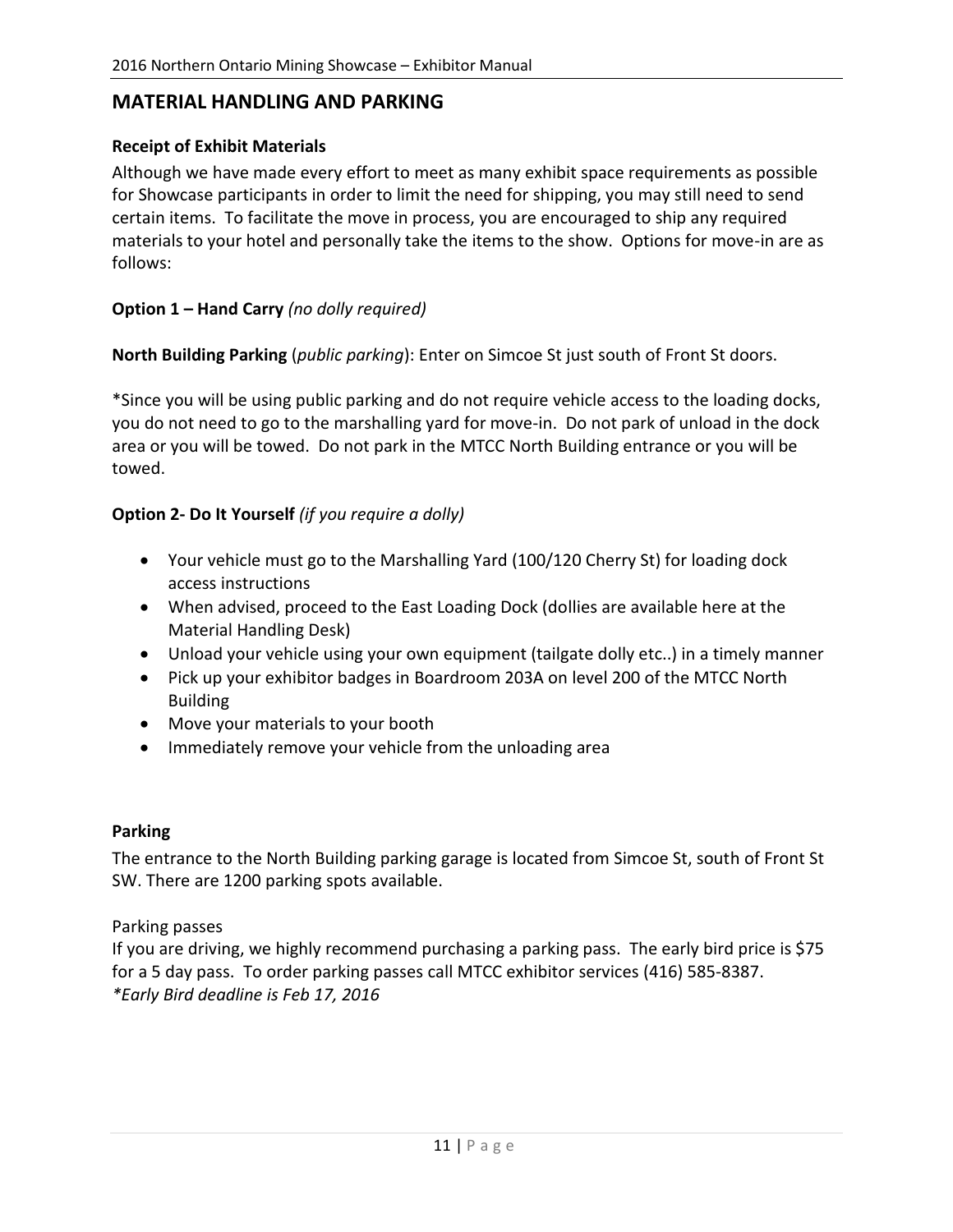## MATERIAL HANDLING AND PARKING

**Receipt of Exhibit Materials**

Although we have made every effort to meet as many exhibit space requirements as possible for Showcase participants in order to limit the need for shipping, you may still need to send certain items. To facilitate the move in process, you are encouraged to ship any required materials to your hotel and personally take the items to the show. Options for move-in are as follows:

**Option 1 – Hand Carry** *(no dolly required)*

**North Building Parking** (*public parking*): Enter on Simcoe St just south of Front St doors.

*Since you will be using public parking and do not require vehicle access to the loading docks, you do not need to go to the marshalling yard for move-in. Do not park of unload in the dock area or you will be towed. Do not park in the MTCC North Building entrance or you will be towed.

**Option 2- Do It Yourself** *(if you require a dolly)*

- Your vehicle must go to the Marshalling Yard (100/120 Cherry St) for loading dock access instructions
- When advised, proceed to the East Loading Dock (dollies are available here at the Material Handling Desk)
- Unload your vehicle using your own equipment (tailgate dolly etc..) in a timely manner
- Pick up your exhibitor badges in Boardroom 203A on level 200 of the MTCC North Building
- Move your materials to your booth
- Immediately remove your vehicle from the unloading area

**Parking**

The entrance to the North Building parking garage is located from Simcoe St, south of Front St SW. There are 1200 parking spots available.

Parking passes

If you are driving, we highly recommend purchasing a parking pass. The early bird price is $75 for a 5 day pass. To order parking passes call MTCC exhibitor services (416) 585-8387.

*\*Early Bird deadline is Feb 17, 2016*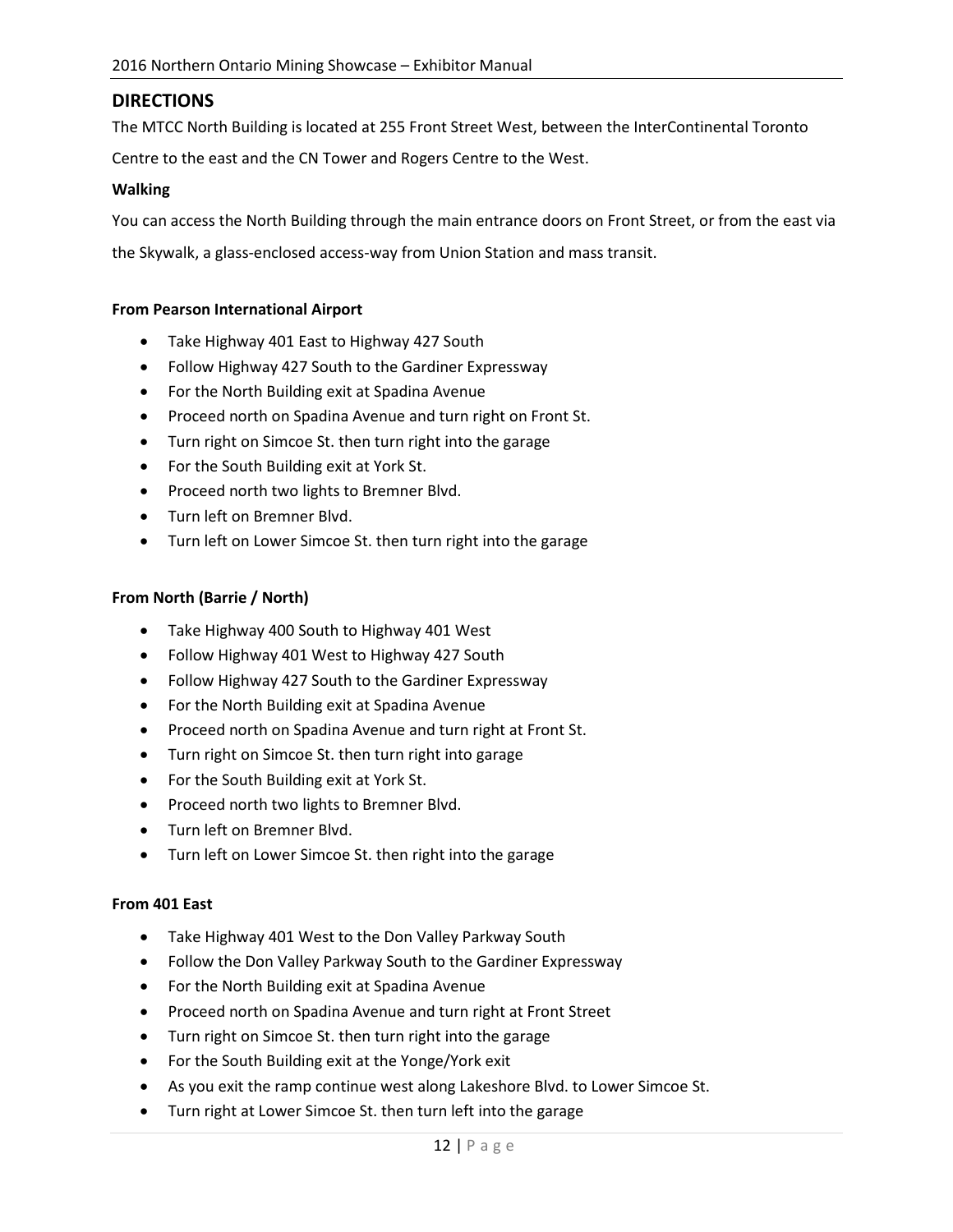## DIRECTIONS

The MTCC North Building is located at 255 Front Street West, between the InterContinental Toronto Centre to the east and the CN Tower and Rogers Centre to the West.

**Walking**

You can access the North Building through the main entrance doors on Front Street, or from the east via the Skywalk, a glass-enclosed access-way from Union Station and mass transit.

**From Pearson International Airport**

- Take Highway 401 East to Highway 427 South
- Follow Highway 427 South to the Gardiner Expressway
- For the North Building exit at Spadina Avenue
- Proceed north on Spadina Avenue and turn right on Front St.
- Turn right on Simcoe St. then turn right into the garage
- For the South Building exit at York St.
- Proceed north two lights to Bremner Blvd.
- Turn left on Bremner Blvd.
- Turn left on Lower Simcoe St. then turn right into the garage

**From North (Barrie / North)**

- Take Highway 400 South to Highway 401 West
- Follow Highway 401 West to Highway 427 South
- Follow Highway 427 South to the Gardiner Expressway
- For the North Building exit at Spadina Avenue
- Proceed north on Spadina Avenue and turn right at Front St.
- Turn right on Simcoe St. then turn right into garage
- For the South Building exit at York St.
- Proceed north two lights to Bremner Blvd.
- Turn left on Bremner Blvd.
- Turn left on Lower Simcoe St. then right into the garage

**From 401 East**

- Take Highway 401 West to the Don Valley Parkway South
- Follow the Don Valley Parkway South to the Gardiner Expressway
- For the North Building exit at Spadina Avenue
- Proceed north on Spadina Avenue and turn right at Front Street
- Turn right on Simcoe St. then turn right into the garage
- For the South Building exit at the Yonge/York exit
- As you exit the ramp continue west along Lakeshore Blvd. to Lower Simcoe St.
- Turn right at Lower Simcoe St. then turn left into the garage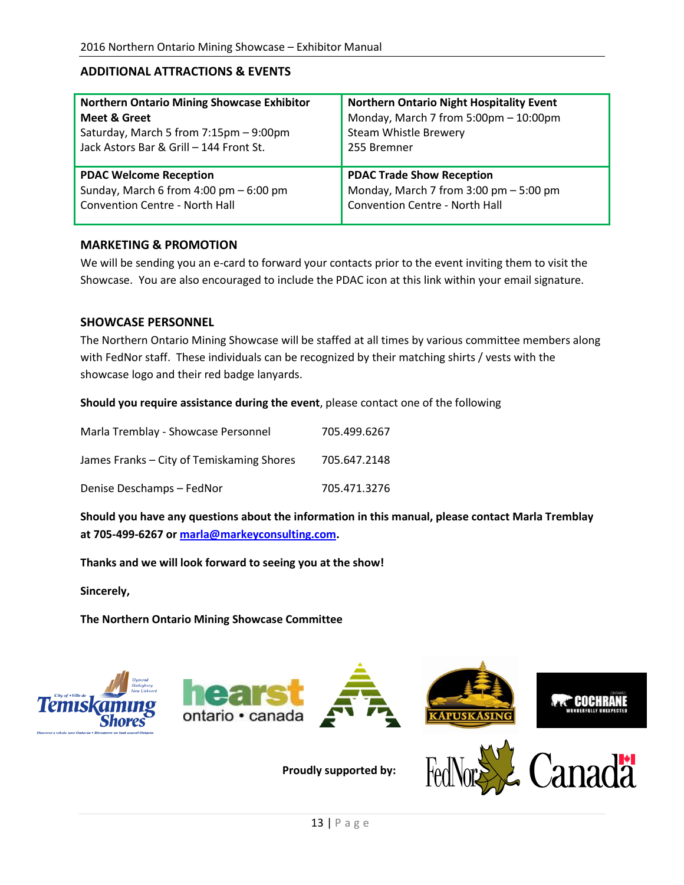## ADDITIONAL ATTRACTIONS & EVENTS

| | |
|---|---|
| **Northern Ontario Mining Showcase Exhibitor Meet & Greet**<br>Saturday, March 5 from 7:15pm – 9:00pm<br>Jack Astors Bar & Grill – 144 Front St. | **Northern Ontario Night Hospitality Event**<br>Monday, March 7 from 5:00pm – 10:00pm<br>Steam Whistle Brewery<br>255 Bremner |
| **PDAC Welcome Reception**<br>Sunday, March 6 from 4:00 pm – 6:00 pm<br>Convention Centre - North Hall | **PDAC Trade Show Reception**<br>Monday, March 7 from 3:00 pm – 5:00 pm<br>Convention Centre - North Hall |

## MARKETING & PROMOTION

We will be sending you an e-card to forward your contacts prior to the event inviting them to visit the Showcase. You are also encouraged to include the PDAC icon at this link within your email signature.

## SHOWCASE PERSONNEL

The Northern Ontario Mining Showcase will be staffed at all times by various committee members along with FedNor staff. These individuals can be recognized by their matching shirts / vests with the showcase logo and their red badge lanyards.

**Should you require assistance during the event**, please contact one of the following

| | |
|---|---|
| Marla Tremblay - Showcase Personnel | 705.499.6267 |
| James Franks – City of Temiskaming Shores | 705.647.2148 |
| Denise Deschamps – FedNor | 705.471.3276 |

**Should you have any questions about the information in this manual, please contact Marla Tremblay at 705-499-6267 or marla@markeyconsulting.com.**

**Thanks and we will look forward to seeing you at the show!**

**Sincerely,**

**The Northern Ontario Mining Showcase Committee**

**Proudly supported by:**